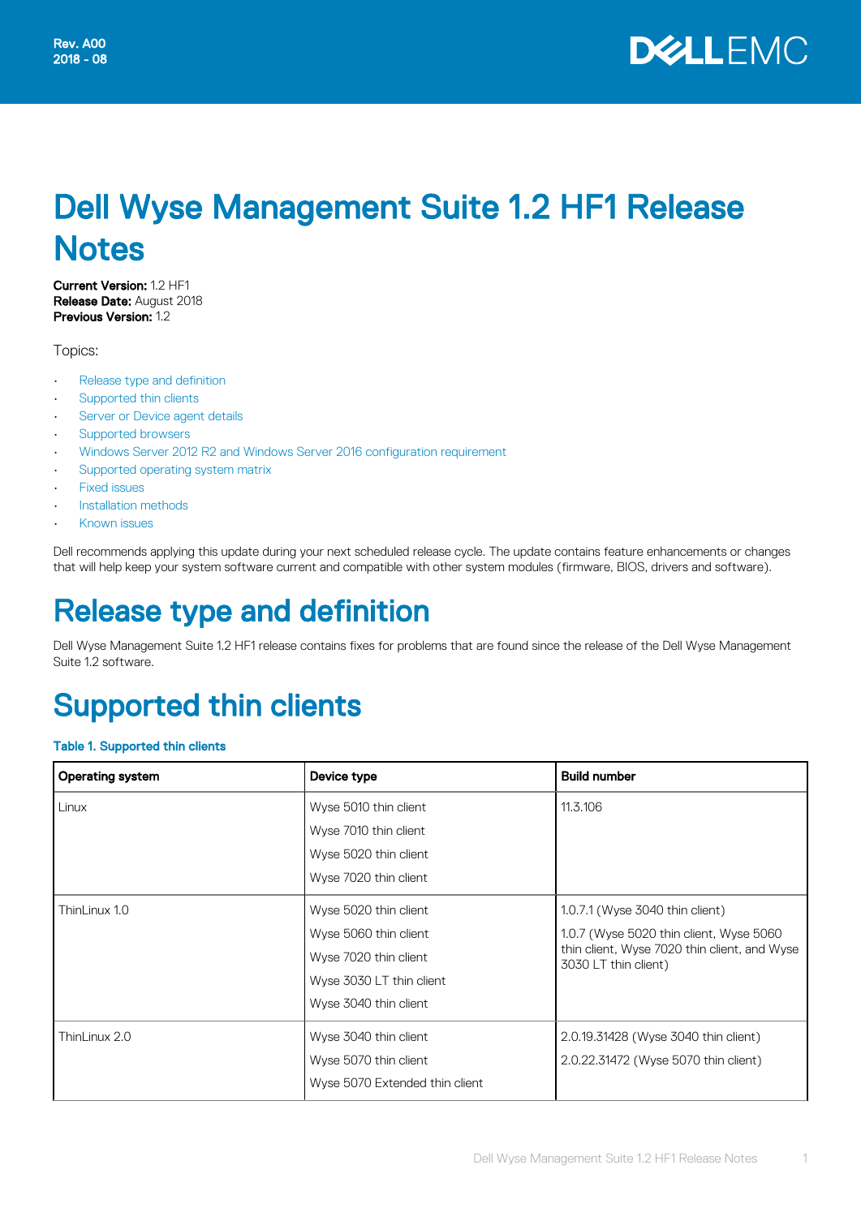Rev. A00
2018 - 08

# Dell Wyse Management Suite 1.2 HF1 Release Notes

**Current Version:** 1.2 HF1
**Release Date:** August 2018
**Previous Version:** 1.2

Topics:

- Release type and definition
- Supported thin clients
- Server or Device agent details
- Supported browsers
- Windows Server 2012 R2 and Windows Server 2016 configuration requirement
- Supported operating system matrix
- Fixed issues
- Installation methods
- Known issues

Dell recommends applying this update during your next scheduled release cycle. The update contains feature enhancements or changes that will help keep your system software current and compatible with other system modules (firmware, BIOS, drivers and software).

# Release type and definition

Dell Wyse Management Suite 1.2 HF1 release contains fixes for problems that are found since the release of the Dell Wyse Management Suite 1.2 software.

# Supported thin clients

**Table 1. Supported thin clients**

| Operating system | Device type | Build number |
|---|---|---|
| Linux | Wyse 5010 thin client<br>Wyse 7010 thin client<br>Wyse 5020 thin client<br>Wyse 7020 thin client | 11.3.106 |
| ThinLinux 1.0 | Wyse 5020 thin client<br>Wyse 5060 thin client<br>Wyse 7020 thin client<br>Wyse 3030 LT thin client<br>Wyse 3040 thin client | 1.0.7.1 (Wyse 3040 thin client)<br>1.0.7 (Wyse 5020 thin client, Wyse 5060 thin client, Wyse 7020 thin client, and Wyse 3030 LT thin client) |
| ThinLinux 2.0 | Wyse 3040 thin client<br>Wyse 5070 thin client<br>Wyse 5070 Extended thin client | 2.0.19.31428 (Wyse 3040 thin client)<br>2.0.22.31472 (Wyse 5070 thin client) |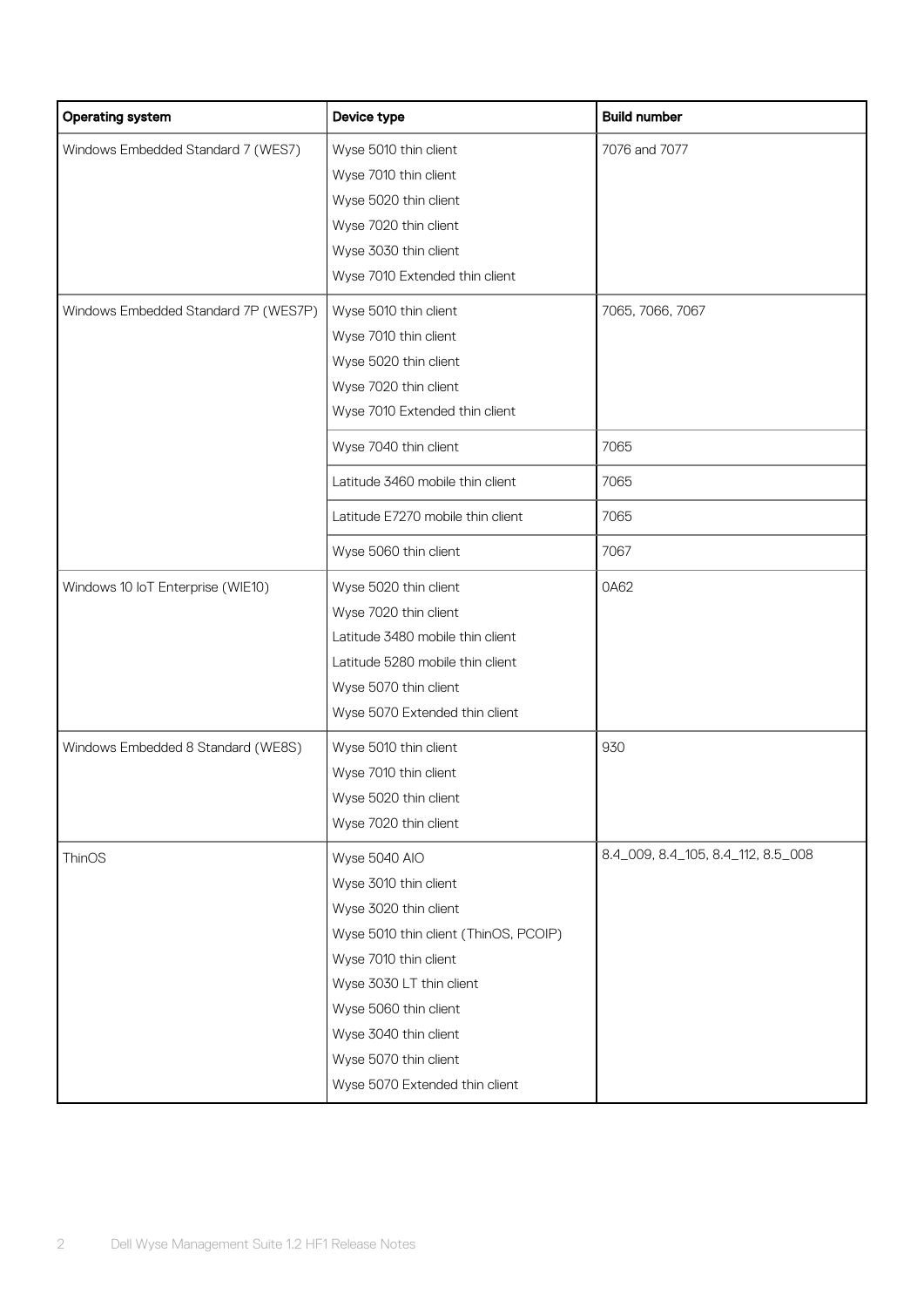| Operating system | Device type | Build number |
| --- | --- | --- |
| Windows Embedded Standard 7 (WES7) | Wyse 5010 thin client<br>Wyse 7010 thin client<br>Wyse 5020 thin client<br>Wyse 7020 thin client<br>Wyse 3030 thin client<br>Wyse 7010 Extended thin client | 7076 and 7077 |
| Windows Embedded Standard 7P (WES7P) | Wyse 5010 thin client<br>Wyse 7010 thin client<br>Wyse 5020 thin client<br>Wyse 7020 thin client<br>Wyse 7010 Extended thin client | 7065, 7066, 7067 |
| | Wyse 7040 thin client | 7065 |
| | Latitude 3460 mobile thin client | 7065 |
| | Latitude E7270 mobile thin client | 7065 |
| | Wyse 5060 thin client | 7067 |
| Windows 10 IoT Enterprise (WIE10) | Wyse 5020 thin client<br>Wyse 7020 thin client<br>Latitude 3480 mobile thin client<br>Latitude 5280 mobile thin client<br>Wyse 5070 thin client<br>Wyse 5070 Extended thin client | 0A62 |
| Windows Embedded 8 Standard (WE8S) | Wyse 5010 thin client<br>Wyse 7010 thin client<br>Wyse 5020 thin client<br>Wyse 7020 thin client | 930 |
| ThinOS | Wyse 5040 AIO<br>Wyse 3010 thin client<br>Wyse 3020 thin client<br>Wyse 5010 thin client (ThinOS, PCOIP)<br>Wyse 7010 thin client<br>Wyse 3030 LT thin client<br>Wyse 5060 thin client<br>Wyse 3040 thin client<br>Wyse 5070 thin client<br>Wyse 5070 Extended thin client | 8.4_009, 8.4_105, 8.4_112, 8.5_008 |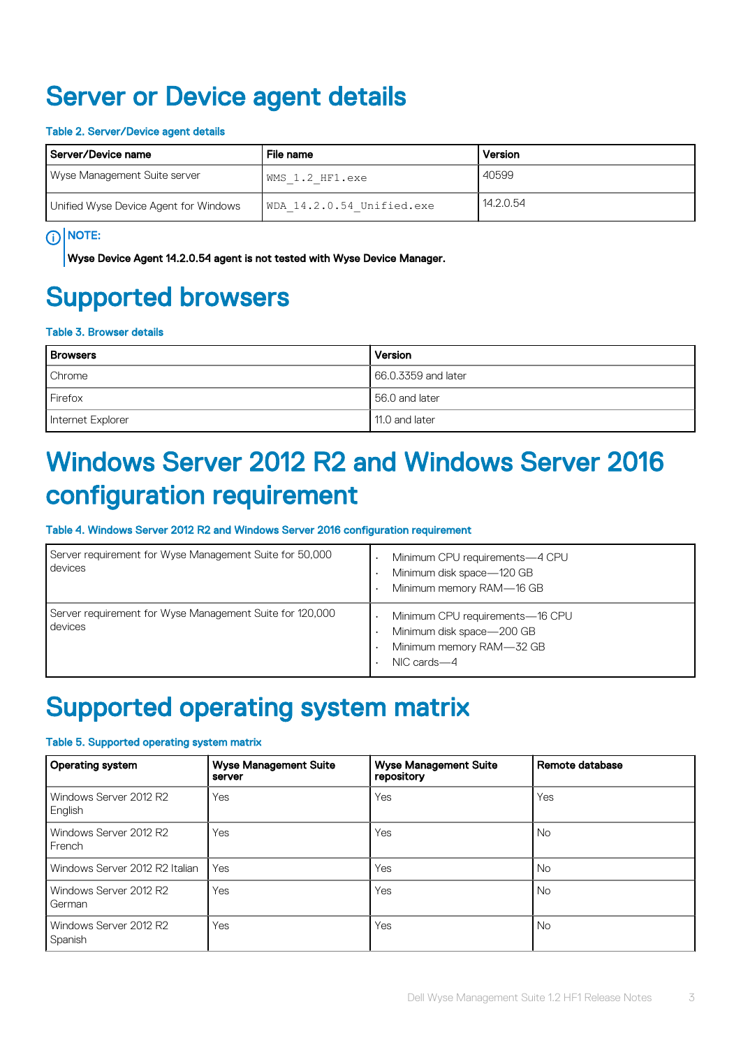# Server or Device agent details

**Table 2. Server/Device agent details**

| Server/Device name | File name | Version |
|---|---|---|
| Wyse Management Suite server | `WMS_1.2_HF1.exe` | 40599 |
| Unified Wyse Device Agent for Windows | `WDA_14.2.0.54_Unified.exe` | 14.2.0.54 |

**NOTE:**

**Wyse Device Agent 14.2.0.54 agent is not tested with Wyse Device Manager.**

# Supported browsers

**Table 3. Browser details**

| Browsers | Version |
|---|---|
| Chrome | 66.0.3359 and later |
| Firefox | 56.0 and later |
| Internet Explorer | 11.0 and later |

# Windows Server 2012 R2 and Windows Server 2016 configuration requirement

**Table 4. Windows Server 2012 R2 and Windows Server 2016 configuration requirement**

| | |
|---|---|
| Server requirement for Wyse Management Suite for 50,000 devices | • Minimum CPU requirements—4 CPU<br>• Minimum disk space—120 GB<br>• Minimum memory RAM—16 GB |
| Server requirement for Wyse Management Suite for 120,000 devices | • Minimum CPU requirements—16 CPU<br>• Minimum disk space—200 GB<br>• Minimum memory RAM—32 GB<br>• NIC cards—4 |

# Supported operating system matrix

**Table 5. Supported operating system matrix**

| Operating system | Wyse Management Suite server | Wyse Management Suite repository | Remote database |
|---|---|---|---|
| Windows Server 2012 R2 English | Yes | Yes | Yes |
| Windows Server 2012 R2 French | Yes | Yes | No |
| Windows Server 2012 R2 Italian | Yes | Yes | No |
| Windows Server 2012 R2 German | Yes | Yes | No |
| Windows Server 2012 R2 Spanish | Yes | Yes | No |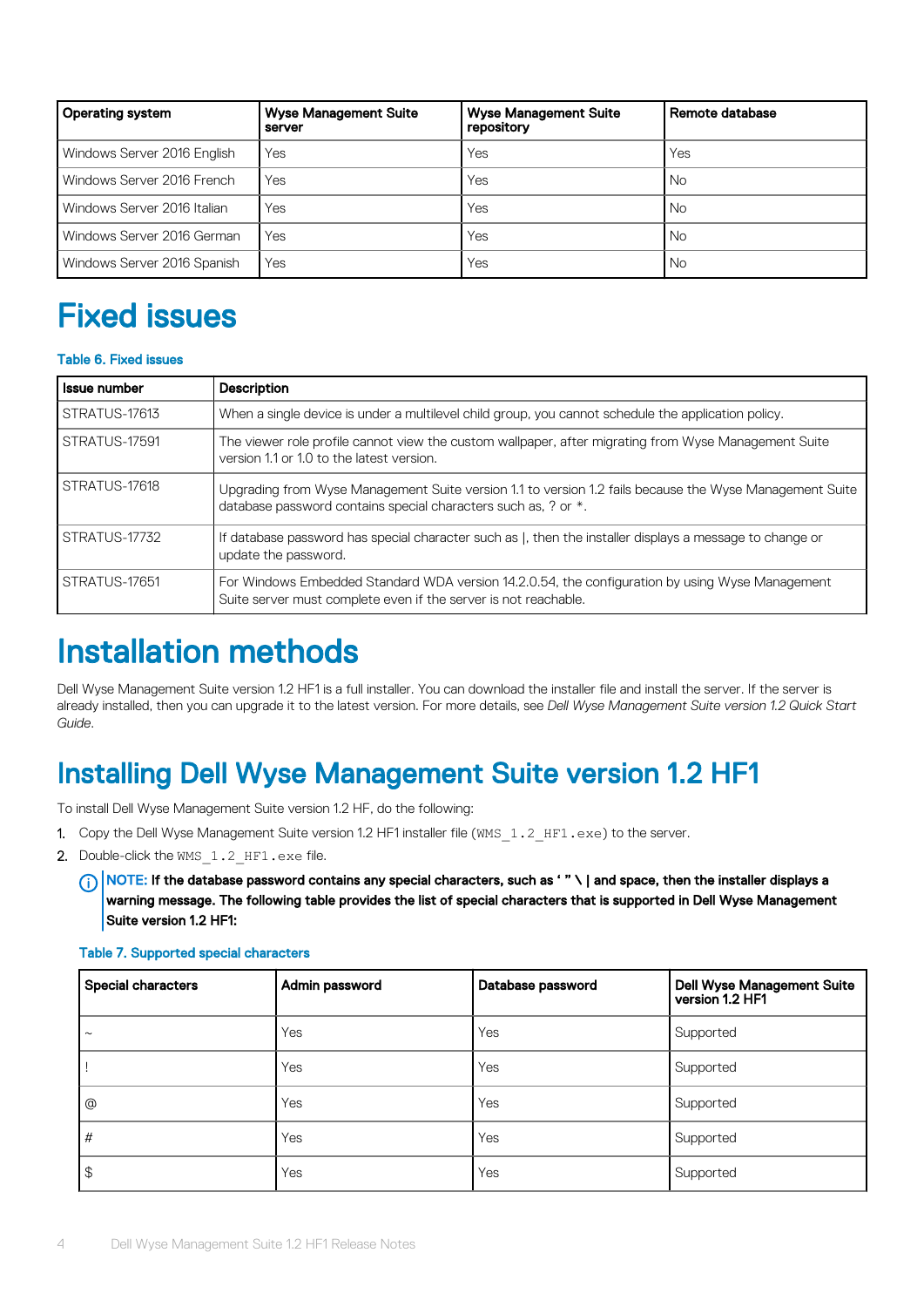| Operating system | Wyse Management Suite server | Wyse Management Suite repository | Remote database |
|---|---|---|---|
| Windows Server 2016 English | Yes | Yes | Yes |
| Windows Server 2016 French | Yes | Yes | No |
| Windows Server 2016 Italian | Yes | Yes | No |
| Windows Server 2016 German | Yes | Yes | No |
| Windows Server 2016 Spanish | Yes | Yes | No |

# Fixed issues

Table 6. Fixed issues

| Issue number | Description |
|---|---|
| STRATUS-17613 | When a single device is under a multilevel child group, you cannot schedule the application policy. |
| STRATUS-17591 | The viewer role profile cannot view the custom wallpaper, after migrating from Wyse Management Suite version 1.1 or 1.0 to the latest version. |
| STRATUS-17618 | Upgrading from Wyse Management Suite version 1.1 to version 1.2 fails because the Wyse Management Suite database password contains special characters such as, ? or *. |
| STRATUS-17732 | If database password has special character such as \|, then the installer displays a message to change or update the password. |
| STRATUS-17651 | For Windows Embedded Standard WDA version 14.2.0.54, the configuration by using Wyse Management Suite server must complete even if the server is not reachable. |

# Installation methods

Dell Wyse Management Suite version 1.2 HF1 is a full installer. You can download the installer file and install the server. If the server is already installed, then you can upgrade it to the latest version. For more details, see *Dell Wyse Management Suite version 1.2 Quick Start Guide*.

## Installing Dell Wyse Management Suite version 1.2 HF1

To install Dell Wyse Management Suite version 1.2 HF, do the following:

1. Copy the Dell Wyse Management Suite version 1.2 HF1 installer file (`WMS_1.2_HF1.exe`) to the server.
2. Double-click the `WMS_1.2_HF1.exe` file.

   **NOTE: If the database password contains any special characters, such as ' " \ | and space, then the installer displays a warning message. The following table provides the list of special characters that is supported in Dell Wyse Management Suite version 1.2 HF1:**

   Table 7. Supported special characters

   | Special characters | Admin password | Database password | Dell Wyse Management Suite version 1.2 HF1 |
   |---|---|---|---|
   | ~ | Yes | Yes | Supported |
   | ! | Yes | Yes | Supported |
   | @ | Yes | Yes | Supported |
   | # | Yes | Yes | Supported |
   | $ | Yes | Yes | Supported |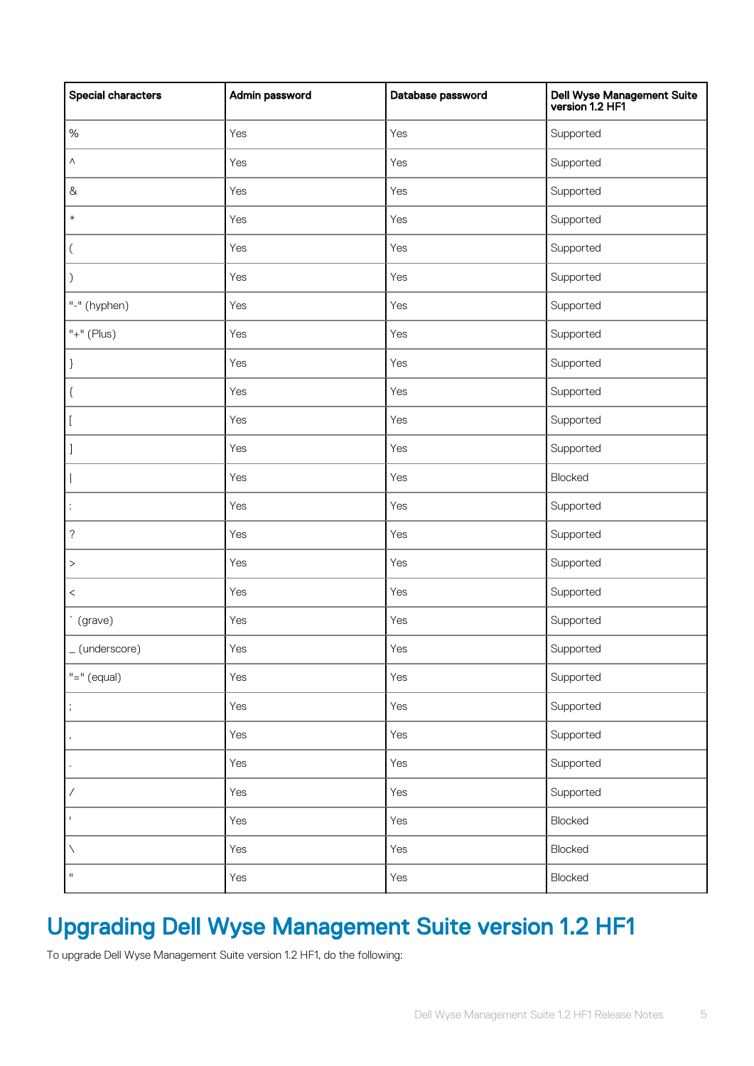| Special characters | Admin password | Database password | Dell Wyse Management Suite version 1.2 HF1 |
|---|---|---|---|
| % | Yes | Yes | Supported |
| ^ | Yes | Yes | Supported |
| & | Yes | Yes | Supported |
| * | Yes | Yes | Supported |
| ( | Yes | Yes | Supported |
| ) | Yes | Yes | Supported |
| "-" (hyphen) | Yes | Yes | Supported |
| "+" (Plus) | Yes | Yes | Supported |
| } | Yes | Yes | Supported |
| { | Yes | Yes | Supported |
| [ | Yes | Yes | Supported |
| ] | Yes | Yes | Supported |
| \| | Yes | Yes | Blocked |
| : | Yes | Yes | Supported |
| ? | Yes | Yes | Supported |
| > | Yes | Yes | Supported |
| < | Yes | Yes | Supported |
| ` (grave) | Yes | Yes | Supported |
| _ (underscore) | Yes | Yes | Supported |
| "=" (equal) | Yes | Yes | Supported |
| ; | Yes | Yes | Supported |
| , | Yes | Yes | Supported |
| . | Yes | Yes | Supported |
| / | Yes | Yes | Supported |
| ' | Yes | Yes | Blocked |
| \ | Yes | Yes | Blocked |
| " | Yes | Yes | Blocked |

## Upgrading Dell Wyse Management Suite version 1.2 HF1

To upgrade Dell Wyse Management Suite version 1.2 HF1, do the following: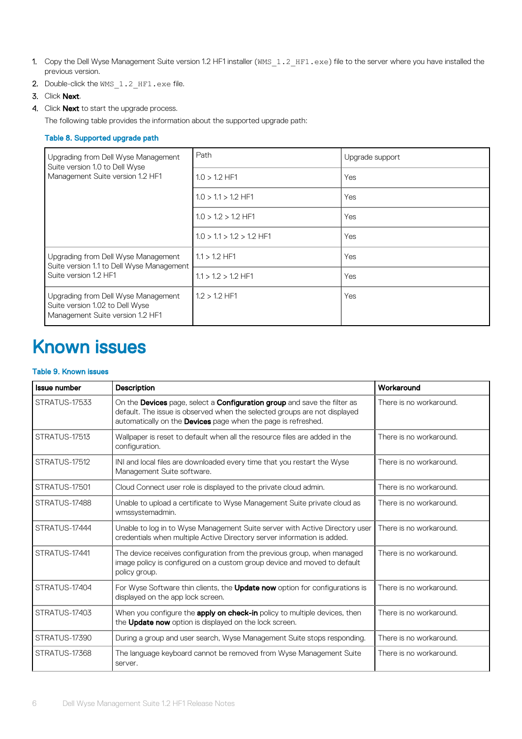1. Copy the Dell Wyse Management Suite version 1.2 HF1 installer (`WMS_1.2_HF1.exe`) file to the server where you have installed the previous version.
2. Double-click the `WMS_1.2_HF1.exe` file.
3. Click **Next**.
4. Click **Next** to start the upgrade process.

   The following table provides the information about the supported upgrade path:

**Table 8. Supported upgrade path**

| | Path | Upgrade support |
|---|---|---|
| Upgrading from Dell Wyse Management Suite version 1.0 to Dell Wyse Management Suite version 1.2 HF1 | 1.0 > 1.2 HF1 | Yes |
| | 1.0 > 1.1 > 1.2 HF1 | Yes |
| | 1.0 > 1.2 > 1.2 HF1 | Yes |
| | 1.0 > 1.1 > 1.2 > 1.2 HF1 | Yes |
| Upgrading from Dell Wyse Management Suite version 1.1 to Dell Wyse Management Suite version 1.2 HF1 | 1.1 > 1.2 HF1 | Yes |
| | 1.1 > 1.2 > 1.2 HF1 | Yes |
| Upgrading from Dell Wyse Management Suite version 1.02 to Dell Wyse Management Suite version 1.2 HF1 | 1.2 > 1.2 HF1 | Yes |

# Known issues

**Table 9. Known issues**

| Issue number | Description | Workaround |
|---|---|---|
| STRATUS-17533 | On the **Devices** page, select a **Configuration group** and save the filter as default. The issue is observed when the selected groups are not displayed automatically on the **Devices** page when the page is refreshed. | There is no workaround. |
| STRATUS-17513 | Wallpaper is reset to default when all the resource files are added in the configuration. | There is no workaround. |
| STRATUS-17512 | INI and local files are downloaded every time that you restart the Wyse Management Suite software. | There is no workaround. |
| STRATUS-17501 | Cloud Connect user role is displayed to the private cloud admin. | There is no workaround. |
| STRATUS-17488 | Unable to upload a certificate to Wyse Management Suite private cloud as wmssystemadmin. | There is no workaround. |
| STRATUS-17444 | Unable to log in to Wyse Management Suite server with Active Directory user credentials when multiple Active Directory server information is added. | There is no workaround. |
| STRATUS-17441 | The device receives configuration from the previous group, when managed image policy is configured on a custom group device and moved to default policy group. | There is no workaround. |
| STRATUS-17404 | For Wyse Software thin clients, the **Update now** option for configurations is displayed on the app lock screen. | There is no workaround. |
| STRATUS-17403 | When you configure the **apply on check-in** policy to multiple devices, then the **Update now** option is displayed on the lock screen. | There is no workaround. |
| STRATUS-17390 | During a group and user search, Wyse Management Suite stops responding. | There is no workaround. |
| STRATUS-17368 | The language keyboard cannot be removed from Wyse Management Suite server. | There is no workaround. |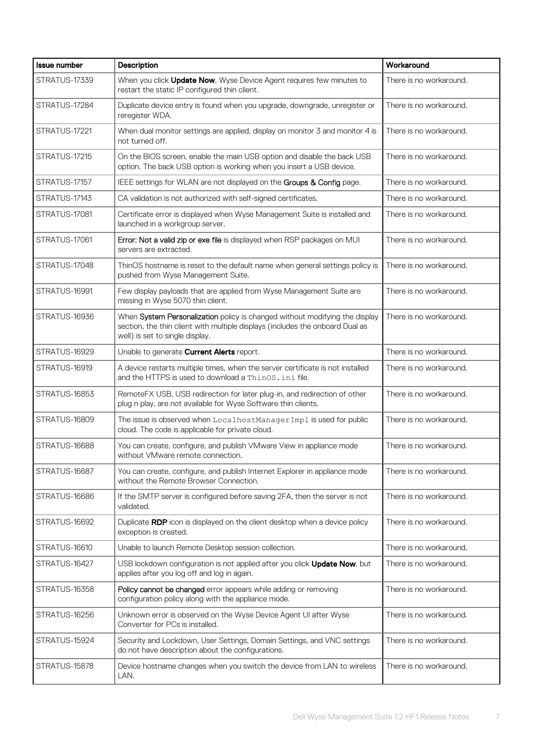| Issue number | Description | Workaround |
| --- | --- | --- |
| STRATUS-17339 | When you click **Update Now**, Wyse Device Agent requires few minutes to restart the static IP configured thin client. | There is no workaround. |
| STRATUS-17284 | Duplicate device entry is found when you upgrade, downgrade, unregister or reregister WDA. | There is no workaround. |
| STRATUS-17221 | When dual monitor settings are applied, display on monitor 3 and monitor 4 is not turned off. | There is no workaround. |
| STRATUS-17215 | On the BIOS screen, enable the main USB option and disable the back USB option. The back USB option is working when you insert a USB device. | There is no workaround. |
| STRATUS-17157 | IEEE settings for WLAN are not displayed on the **Groups & Config** page. | There is no workaround. |
| STRATUS-17143 | CA validation is not authorized with self-signed certificates. | There is no workaround. |
| STRATUS-17081 | Certificate error is displayed when Wyse Management Suite is installed and launched in a workgroup server. | There is no workaround. |
| STRATUS-17061 | **Error: Not a valid zip or exe file** is displayed when RSP packages on MUI servers are extracted. | There is no workaround. |
| STRATUS-17048 | ThinOS hostname is reset to the default name when general settings policy is pushed from Wyse Management Suite. | There is no workaround. |
| STRATUS-16991 | Few display payloads that are applied from Wyse Management Suite are missing in Wyse 5070 thin client. | There is no workaround. |
| STRATUS-16936 | When **System Personalization** policy is changed without modifying the display section, the thin client with multiple displays (includes the onboard Dual as well) is set to single display. | There is no workaround. |
| STRATUS-16929 | Unable to generate **Current Alerts** report. | There is no workaround. |
| STRATUS-16919 | A device restarts multiple times, when the server certificate is not installed and the HTTPS is used to download a `ThinOS.ini` file. | There is no workaround. |
| STRATUS-16853 | RemoteFX USB, USB redirection for later plug-in, and redirection of other plug n play, are not available for Wyse Software thin clients. | There is no workaround. |
| STRATUS-16809 | The issue is observed when `LocalhostManagerImpl` is used for public cloud. The code is applicable for private cloud. | There is no workaround. |
| STRATUS-16688 | You can create, configure, and publish VMware View in appliance mode without VMware remote connection. | There is no workaround. |
| STRATUS-16687 | You can create, configure, and publish Internet Explorer in appliance mode without the Remote Browser Connection. | There is no workaround. |
| STRATUS-16686 | If the SMTP server is configured before saving 2FA, then the server is not validated. | There is no workaround. |
| STRATUS-16692 | Duplicate **RDP** icon is displayed on the client desktop when a device policy exception is created. | There is no workaround. |
| STRATUS-16610 | Unable to launch Remote Desktop session collection. | There is no workaround. |
| STRATUS-16427 | USB lockdown configuration is not applied after you click **Update Now**, but applies after you log off and log in again. | There is no workaround. |
| STRATUS-16358 | **Policy cannot be changed** error appears while adding or removing configuration policy along with the appliance mode. | There is no workaround. |
| STRATUS-16256 | Unknown error is observed on the Wyse Device Agent UI after Wyse Converter for PCs is installed. | There is no workaround. |
| STRATUS-15924 | Security and Lockdown, User Settings, Domain Settings, and VNC settings do not have description about the configurations. | There is no workaround. |
| STRATUS-15878 | Device hostname changes when you switch the device from LAN to wireless LAN. | There is no workaround. |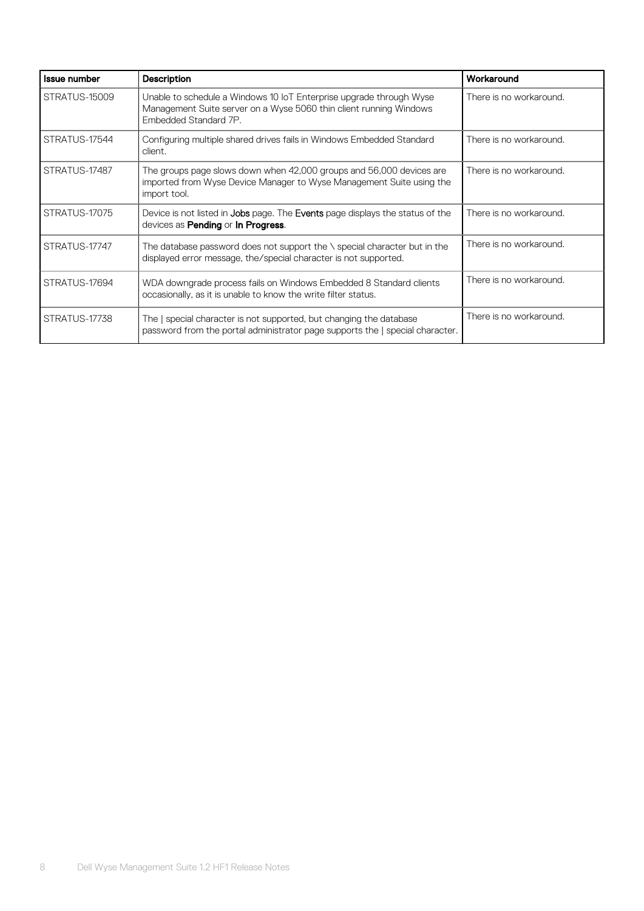| Issue number | Description | Workaround |
| --- | --- | --- |
| STRATUS-15009 | Unable to schedule a Windows 10 IoT Enterprise upgrade through Wyse Management Suite server on a Wyse 5060 thin client running Windows Embedded Standard 7P. | There is no workaround. |
| STRATUS-17544 | Configuring multiple shared drives fails in Windows Embedded Standard client. | There is no workaround. |
| STRATUS-17487 | The groups page slows down when 42,000 groups and 56,000 devices are imported from Wyse Device Manager to Wyse Management Suite using the import tool. | There is no workaround. |
| STRATUS-17075 | Device is not listed in **Jobs** page. The **Events** page displays the status of the devices as **Pending** or **In Progress**. | There is no workaround. |
| STRATUS-17747 | The database password does not support the \ special character but in the displayed error message, the/special character is not supported. | There is no workaround. |
| STRATUS-17694 | WDA downgrade process fails on Windows Embedded 8 Standard clients occasionally, as it is unable to know the write filter status. | There is no workaround. |
| STRATUS-17738 | The \| special character is not supported, but changing the database password from the portal administrator page supports the \| special character. | There is no workaround. |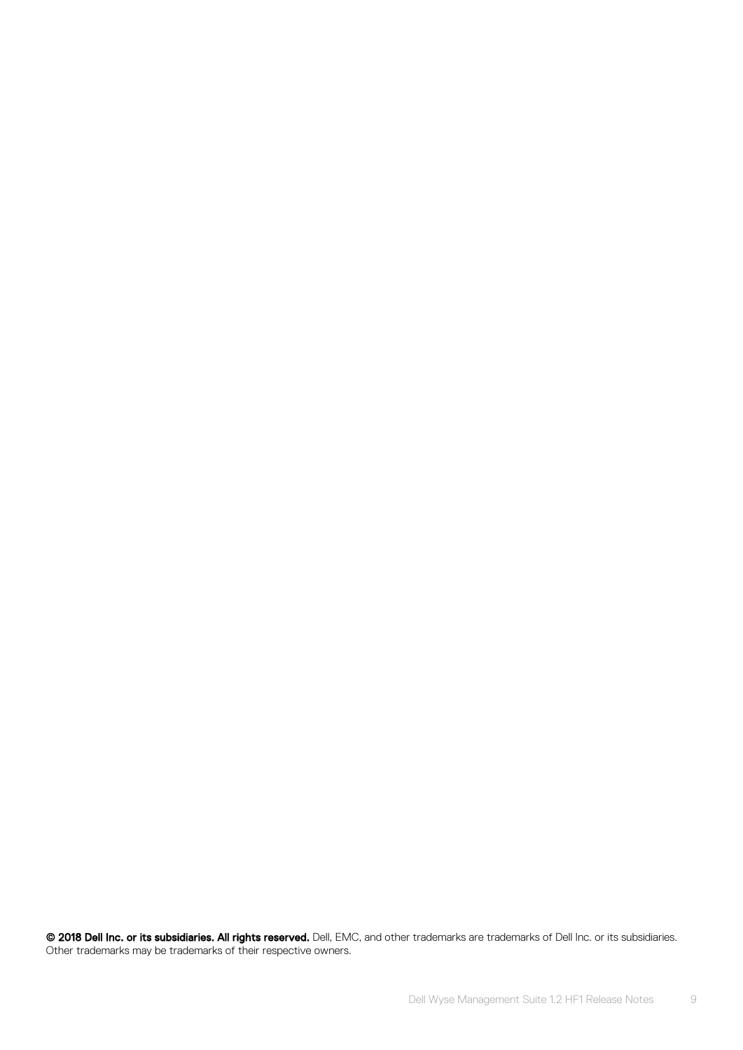**© 2018 Dell Inc. or its subsidiaries. All rights reserved.** Dell, EMC, and other trademarks are trademarks of Dell Inc. or its subsidiaries. Other trademarks may be trademarks of their respective owners.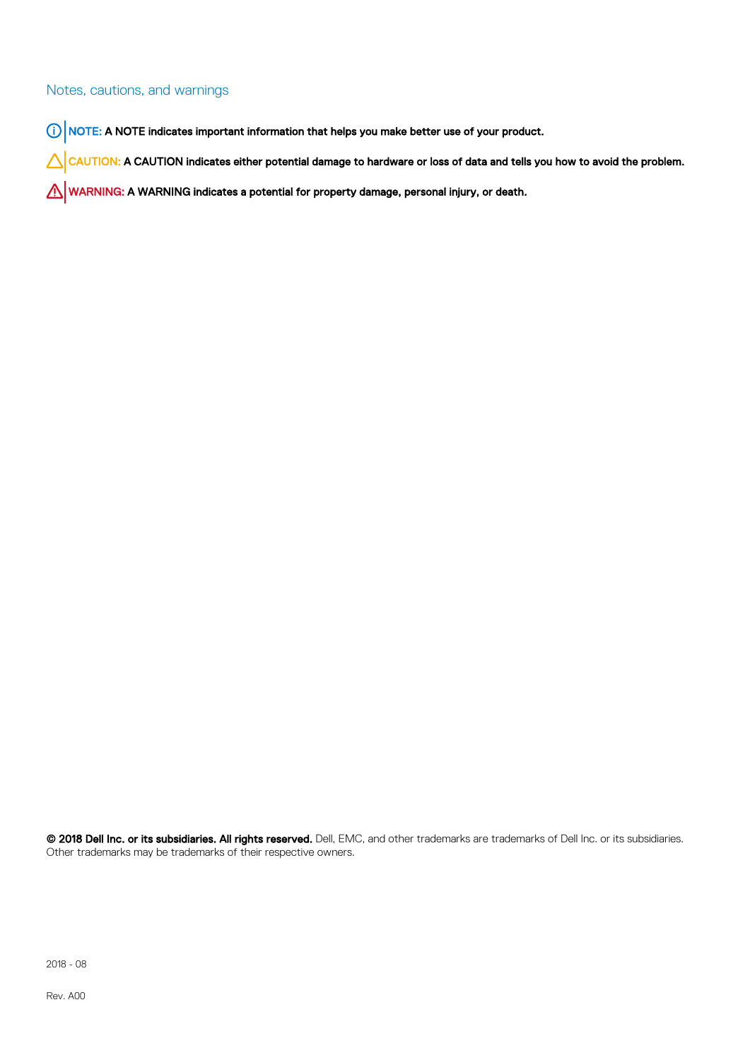## Notes, cautions, and warnings

**NOTE: A NOTE indicates important information that helps you make better use of your product.**

**CAUTION: A CAUTION indicates either potential damage to hardware or loss of data and tells you how to avoid the problem.**

**WARNING: A WARNING indicates a potential for property damage, personal injury, or death.**

**© 2018 Dell Inc. or its subsidiaries. All rights reserved.** Dell, EMC, and other trademarks are trademarks of Dell Inc. or its subsidiaries. Other trademarks may be trademarks of their respective owners.

2018 - 08

Rev. A00